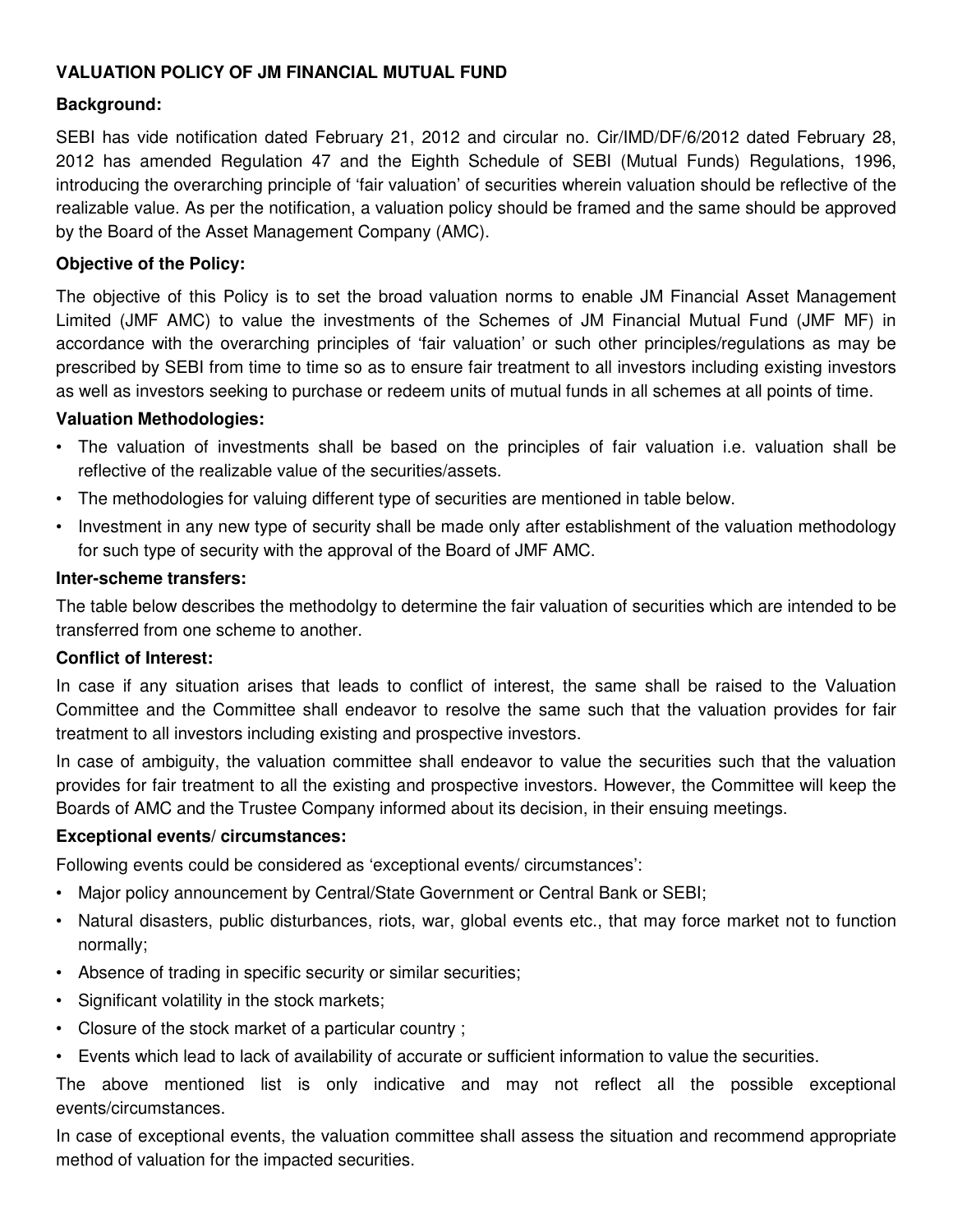# VALUATION POLICY OF JM FINANCIAL MUTUAL FUND

**Background:**

SEBI has vide notification dated February 21, 2012 and circular no. Cir/IMD/DF/6/2012 dated February 28, 2012 has amended Regulation 47 and the Eighth Schedule of SEBI (Mutual Funds) Regulations, 1996, introducing the overarching principle of 'fair valuation' of securities wherein valuation should be reflective of the realizable value. As per the notification, a valuation policy should be framed and the same should be approved by the Board of the Asset Management Company (AMC).

**Objective of the Policy:**

The objective of this Policy is to set the broad valuation norms to enable JM Financial Asset Management Limited (JMF AMC) to value the investments of the Schemes of JM Financial Mutual Fund (JMF MF) in accordance with the overarching principles of 'fair valuation' or such other principles/regulations as may be prescribed by SEBI from time to time so as to ensure fair treatment to all investors including existing investors as well as investors seeking to purchase or redeem units of mutual funds in all schemes at all points of time.

**Valuation Methodologies:**

- The valuation of investments shall be based on the principles of fair valuation i.e. valuation shall be reflective of the realizable value of the securities/assets.
- The methodologies for valuing different type of securities are mentioned in table below.
- Investment in any new type of security shall be made only after establishment of the valuation methodology for such type of security with the approval of the Board of JMF AMC.

**Inter-scheme transfers:**

The table below describes the methodolgy to determine the fair valuation of securities which are intended to be transferred from one scheme to another.

**Conflict of Interest:**

In case if any situation arises that leads to conflict of interest, the same shall be raised to the Valuation Committee and the Committee shall endeavor to resolve the same such that the valuation provides for fair treatment to all investors including existing and prospective investors.

In case of ambiguity, the valuation committee shall endeavor to value the securities such that the valuation provides for fair treatment to all the existing and prospective investors. However, the Committee will keep the Boards of AMC and the Trustee Company informed about its decision, in their ensuing meetings.

**Exceptional events/ circumstances:**

Following events could be considered as 'exceptional events/ circumstances':

- Major policy announcement by Central/State Government or Central Bank or SEBI;
- Natural disasters, public disturbances, riots, war, global events etc., that may force market not to function normally;
- Absence of trading in specific security or similar securities;
- Significant volatility in the stock markets;
- Closure of the stock market of a particular country ;
- Events which lead to lack of availability of accurate or sufficient information to value the securities.

The above mentioned list is only indicative and may not reflect all the possible exceptional events/circumstances.

In case of exceptional events, the valuation committee shall assess the situation and recommend appropriate method of valuation for the impacted securities.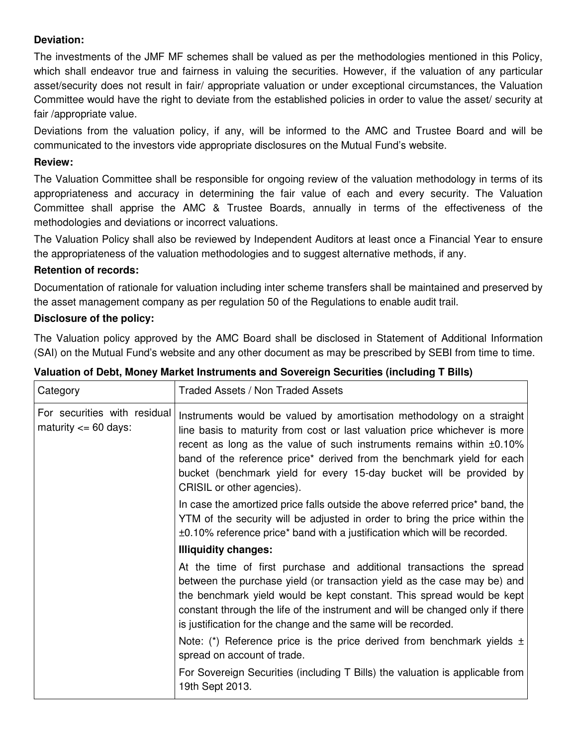**Deviation:**

The investments of the JMF MF schemes shall be valued as per the methodologies mentioned in this Policy, which shall endeavor true and fairness in valuing the securities. However, if the valuation of any particular asset/security does not result in fair/ appropriate valuation or under exceptional circumstances, the Valuation Committee would have the right to deviate from the established policies in order to value the asset/ security at fair /appropriate value.

Deviations from the valuation policy, if any, will be informed to the AMC and Trustee Board and will be communicated to the investors vide appropriate disclosures on the Mutual Fund's website.

**Review:**

The Valuation Committee shall be responsible for ongoing review of the valuation methodology in terms of its appropriateness and accuracy in determining the fair value of each and every security. The Valuation Committee shall apprise the AMC & Trustee Boards, annually in terms of the effectiveness of the methodologies and deviations or incorrect valuations.

The Valuation Policy shall also be reviewed by Independent Auditors at least once a Financial Year to ensure the appropriateness of the valuation methodologies and to suggest alternative methods, if any.

**Retention of records:**

Documentation of rationale for valuation including inter scheme transfers shall be maintained and preserved by the asset management company as per regulation 50 of the Regulations to enable audit trail.

**Disclosure of the policy:**

The Valuation policy approved by the AMC Board shall be disclosed in Statement of Additional Information (SAI) on the Mutual Fund's website and any other document as may be prescribed by SEBI from time to time.

**Valuation of Debt, Money Market Instruments and Sovereign Securities (including T Bills)**

| Category | Traded Assets / Non Traded Assets |
|---|---|
| For securities with residual maturity <= 60 days: | Instruments would be valued by amortisation methodology on a straight line basis to maturity from cost or last valuation price whichever is more recent as long as the value of such instruments remains within ±0.10% band of the reference price* derived from the benchmark yield for each bucket (benchmark yield for every 15-day bucket will be provided by CRISIL or other agencies).<br><br>In case the amortized price falls outside the above referred price* band, the YTM of the security will be adjusted in order to bring the price within the ±0.10% reference price* band with a justification which will be recorded.<br><br>**Illiquidity changes:**<br><br>At the time of first purchase and additional transactions the spread between the purchase yield (or transaction yield as the case may be) and the benchmark yield would be kept constant. This spread would be kept constant through the life of the instrument and will be changed only if there is justification for the change and the same will be recorded.<br><br>Note: (*) Reference price is the price derived from benchmark yields ± spread on account of trade.<br><br>For Sovereign Securities (including T Bills) the valuation is applicable from 19th Sept 2013. |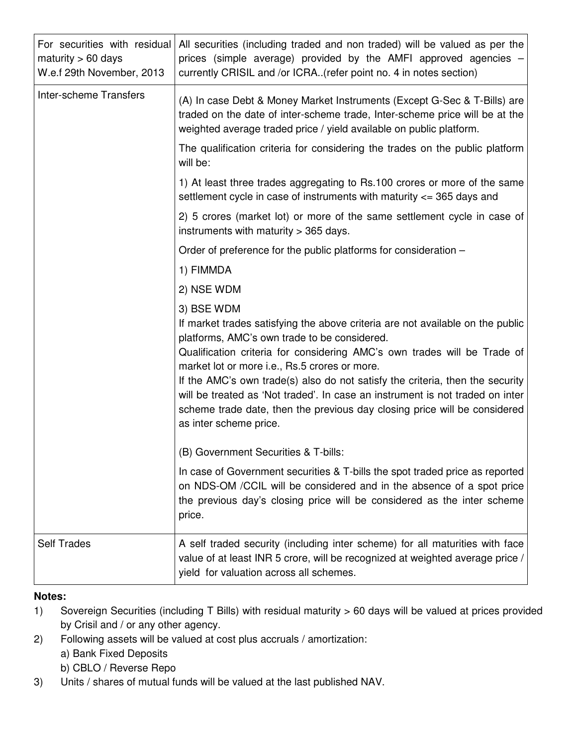| For securities with residual maturity > 60 days W.e.f 29th November, 2013 | All securities (including traded and non traded) will be valued as per the prices (simple average) provided by the AMFI approved agencies – currently CRISIL and /or ICRA..(refer point no. 4 in notes section) |
|---|---|
| Inter-scheme Transfers | (A) In case Debt & Money Market Instruments (Except G-Sec & T-Bills) are traded on the date of inter-scheme trade, Inter-scheme price will be at the weighted average traded price / yield available on public platform.<br><br>The qualification criteria for considering the trades on the public platform will be:<br><br>1) At least three trades aggregating to Rs.100 crores or more of the same settlement cycle in case of instruments with maturity <= 365 days and<br><br>2) 5 crores (market lot) or more of the same settlement cycle in case of instruments with maturity > 365 days.<br><br>Order of preference for the public platforms for consideration –<br><br>1) FIMMDA<br><br>2) NSE WDM<br><br>3) BSE WDM<br>If market trades satisfying the above criteria are not available on the public platforms, AMC's own trade to be considered.<br>Qualification criteria for considering AMC's own trades will be Trade of market lot or more i.e., Rs.5 crores or more.<br>If the AMC's own trade(s) also do not satisfy the criteria, then the security will be treated as 'Not traded'. In case an instrument is not traded on inter scheme trade date, then the previous day closing price will be considered as inter scheme price.<br><br>(B) Government Securities & T-bills:<br><br>In case of Government securities & T-bills the spot traded price as reported on NDS-OM /CCIL will be considered and in the absence of a spot price the previous day's closing price will be considered as the inter scheme price. |
| Self Trades | A self traded security (including inter scheme) for all maturities with face value of at least INR 5 crore, will be recognized at weighted average price / yield for valuation across all schemes. |

**Notes:**

1) Sovereign Securities (including T Bills) with residual maturity > 60 days will be valued at prices provided by Crisil and / or any other agency.
2) Following assets will be valued at cost plus accruals / amortization:
   a) Bank Fixed Deposits
   b) CBLO / Reverse Repo
3) Units / shares of mutual funds will be valued at the last published NAV.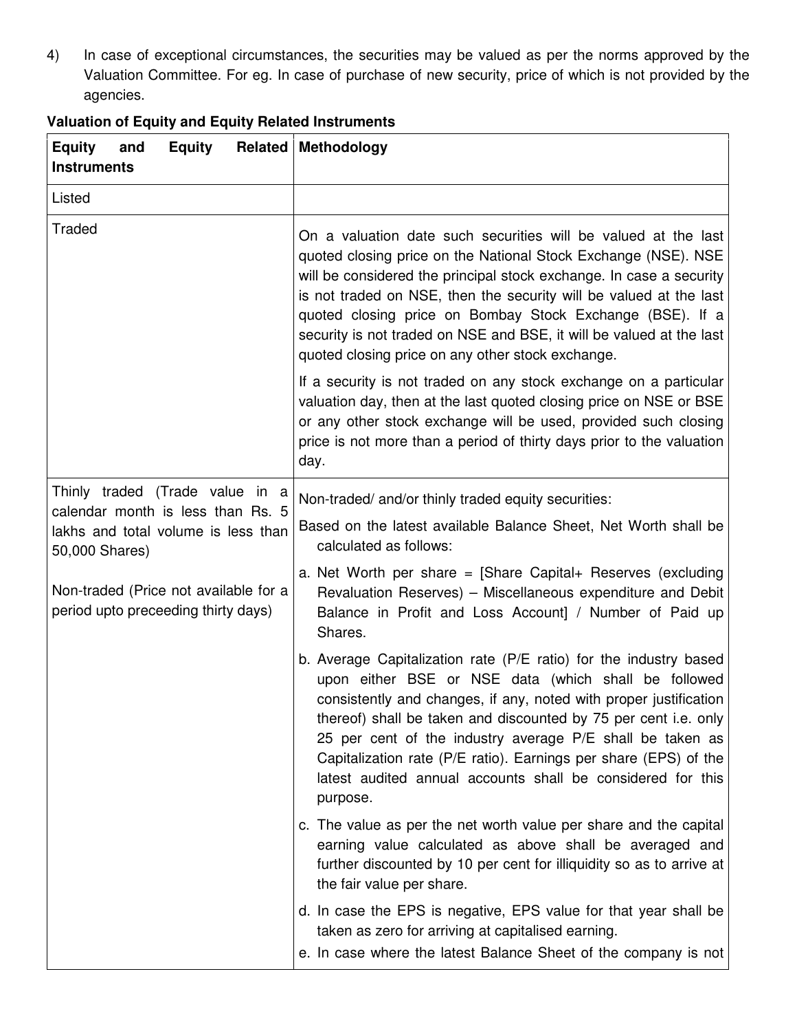4) In case of exceptional circumstances, the securities may be valued as per the norms approved by the Valuation Committee. For eg. In case of purchase of new security, price of which is not provided by the agencies.

**Valuation of Equity and Equity Related Instruments**

| **Equity and Equity Related Instruments** | **Methodology** |
|---|---|
| Listed | |
| Traded | On a valuation date such securities will be valued at the last quoted closing price on the National Stock Exchange (NSE). NSE will be considered the principal stock exchange. In case a security is not traded on NSE, then the security will be valued at the last quoted closing price on Bombay Stock Exchange (BSE). If a security is not traded on NSE and BSE, it will be valued at the last quoted closing price on any other stock exchange.<br><br>If a security is not traded on any stock exchange on a particular valuation day, then at the last quoted closing price on NSE or BSE or any other stock exchange will be used, provided such closing price is not more than a period of thirty days prior to the valuation day. |
| Thinly traded (Trade value in a calendar month is less than Rs. 5 lakhs and total volume is less than 50,000 Shares)<br><br>Non-traded (Price not available for a period upto preceeding thirty days) | Non-traded/ and/or thinly traded equity securities:<br><br>Based on the latest available Balance Sheet, Net Worth shall be calculated as follows:<br><br>a. Net Worth per share = [Share Capital+ Reserves (excluding Revaluation Reserves) – Miscellaneous expenditure and Debit Balance in Profit and Loss Account] / Number of Paid up Shares.<br><br>b. Average Capitalization rate (P/E ratio) for the industry based upon either BSE or NSE data (which shall be followed consistently and changes, if any, noted with proper justification thereof) shall be taken and discounted by 75 per cent i.e. only 25 per cent of the industry average P/E shall be taken as Capitalization rate (P/E ratio). Earnings per share (EPS) of the latest audited annual accounts shall be considered for this purpose.<br><br>c. The value as per the net worth value per share and the capital earning value calculated as above shall be averaged and further discounted by 10 per cent for illiquidity so as to arrive at the fair value per share.<br><br>d. In case the EPS is negative, EPS value for that year shall be taken as zero for arriving at capitalised earning.<br><br>e. In case where the latest Balance Sheet of the company is not |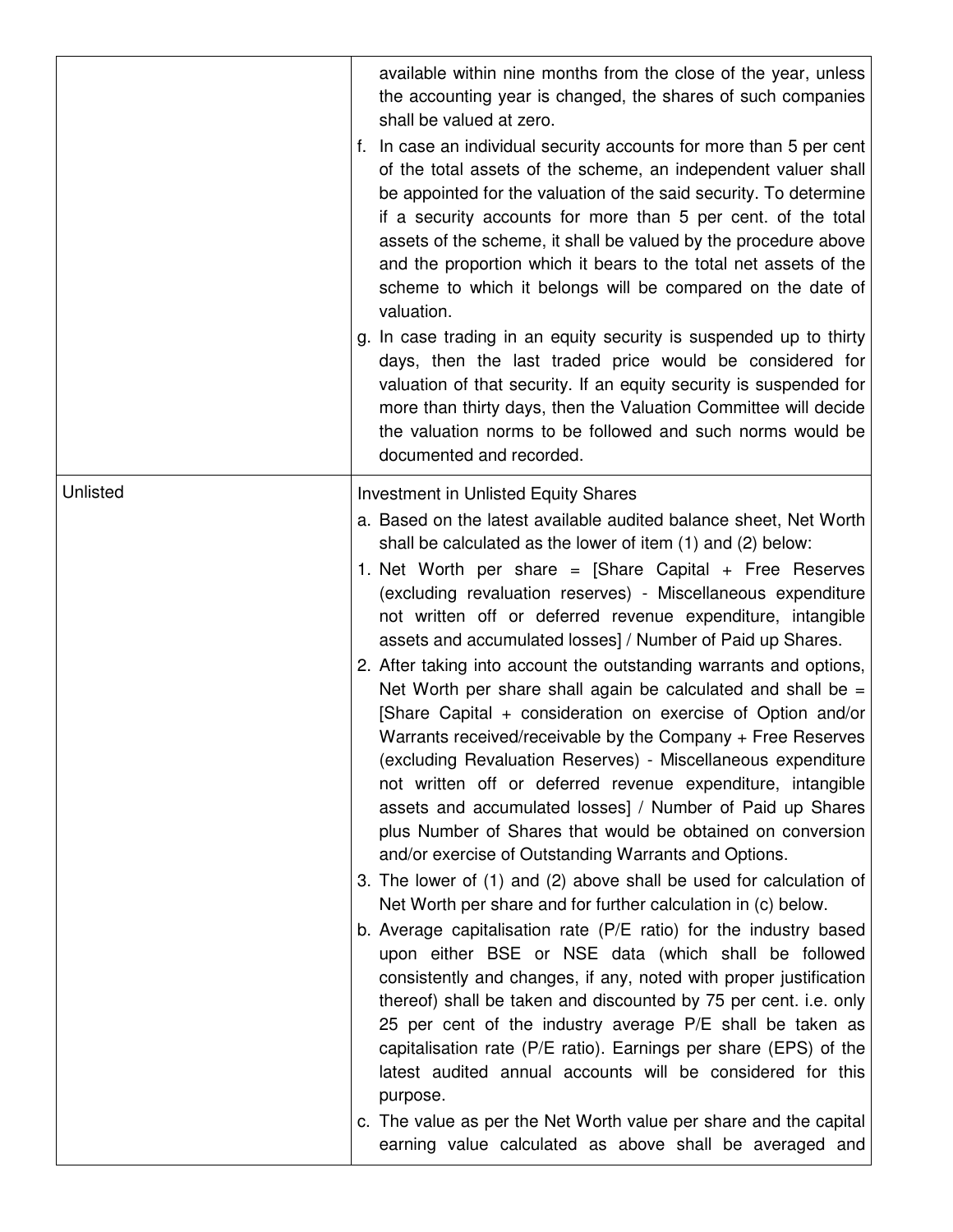| | |
|---|---|
| | available within nine months from the close of the year, unless the accounting year is changed, the shares of such companies shall be valued at zero.<br>f. In case an individual security accounts for more than 5 per cent of the total assets of the scheme, an independent valuer shall be appointed for the valuation of the said security. To determine if a security accounts for more than 5 per cent. of the total assets of the scheme, it shall be valued by the procedure above and the proportion which it bears to the total net assets of the scheme to which it belongs will be compared on the date of valuation.<br>g. In case trading in an equity security is suspended up to thirty days, then the last traded price would be considered for valuation of that security. If an equity security is suspended for more than thirty days, then the Valuation Committee will decide the valuation norms to be followed and such norms would be documented and recorded. |
| Unlisted | Investment in Unlisted Equity Shares<br>a. Based on the latest available audited balance sheet, Net Worth shall be calculated as the lower of item (1) and (2) below:<br>1. Net Worth per share = [Share Capital + Free Reserves (excluding revaluation reserves) - Miscellaneous expenditure not written off or deferred revenue expenditure, intangible assets and accumulated losses] / Number of Paid up Shares.<br>2. After taking into account the outstanding warrants and options, Net Worth per share shall again be calculated and shall be = [Share Capital + consideration on exercise of Option and/or Warrants received/receivable by the Company + Free Reserves (excluding Revaluation Reserves) - Miscellaneous expenditure not written off or deferred revenue expenditure, intangible assets and accumulated losses] / Number of Paid up Shares plus Number of Shares that would be obtained on conversion and/or exercise of Outstanding Warrants and Options.<br>3. The lower of (1) and (2) above shall be used for calculation of Net Worth per share and for further calculation in (c) below.<br>b. Average capitalisation rate (P/E ratio) for the industry based upon either BSE or NSE data (which shall be followed consistently and changes, if any, noted with proper justification thereof) shall be taken and discounted by 75 per cent. i.e. only 25 per cent of the industry average P/E shall be taken as capitalisation rate (P/E ratio). Earnings per share (EPS) of the latest audited annual accounts will be considered for this purpose.<br>c. The value as per the Net Worth value per share and the capital earning value calculated as above shall be averaged and |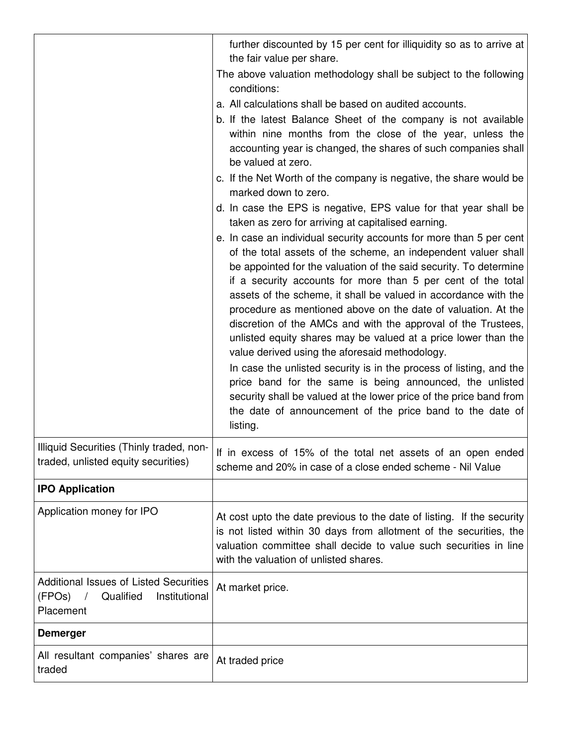| | |
|---|---|
| | further discounted by 15 per cent for illiquidity so as to arrive at the fair value per share.<br>The above valuation methodology shall be subject to the following conditions:<br>a. All calculations shall be based on audited accounts.<br>b. If the latest Balance Sheet of the company is not available within nine months from the close of the year, unless the accounting year is changed, the shares of such companies shall be valued at zero.<br>c. If the Net Worth of the company is negative, the share would be marked down to zero.<br>d. In case the EPS is negative, EPS value for that year shall be taken as zero for arriving at capitalised earning.<br>e. In case an individual security accounts for more than 5 per cent of the total assets of the scheme, an independent valuer shall be appointed for the valuation of the said security. To determine if a security accounts for more than 5 per cent of the total assets of the scheme, it shall be valued in accordance with the procedure as mentioned above on the date of valuation. At the discretion of the AMCs and with the approval of the Trustees, unlisted equity shares may be valued at a price lower than the value derived using the aforesaid methodology.<br>In case the unlisted security is in the process of listing, and the price band for the same is being announced, the unlisted security shall be valued at the lower price of the price band from the date of announcement of the price band to the date of listing. |
| Illiquid Securities (Thinly traded, non-traded, unlisted equity securities) | If in excess of 15% of the total net assets of an open ended scheme and 20% in case of a close ended scheme - Nil Value |
| **IPO Application** | |
| Application money for IPO | At cost upto the date previous to the date of listing. If the security is not listed within 30 days from allotment of the securities, the valuation committee shall decide to value such securities in line with the valuation of unlisted shares. |
| Additional Issues of Listed Securities (FPOs) / Qualified Institutional Placement | At market price. |
| **Demerger** | |
| All resultant companies' shares are traded | At traded price |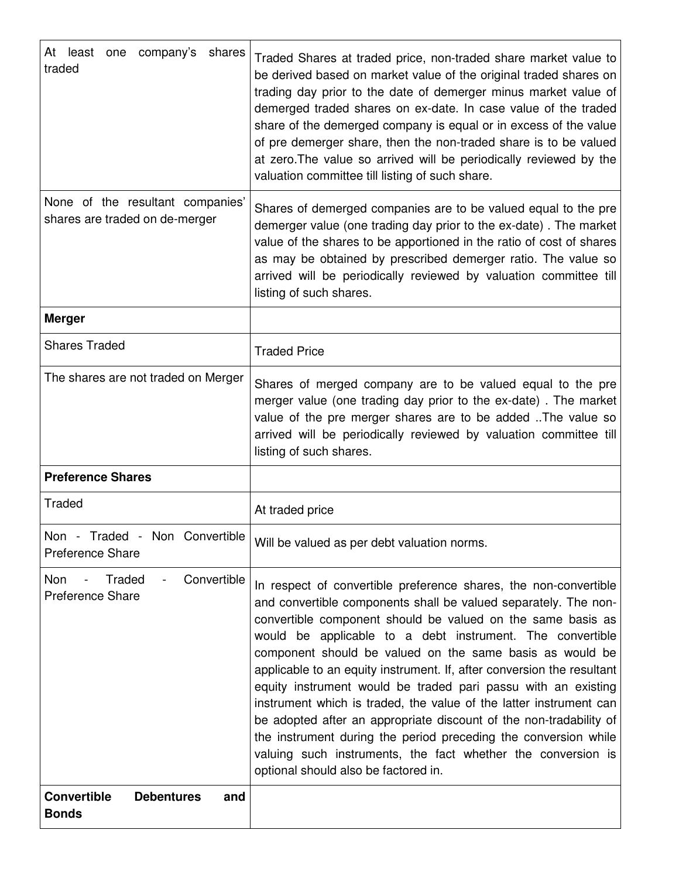| | |
|---|---|
| At least one company's shares traded | Traded Shares at traded price, non-traded share market value to be derived based on market value of the original traded shares on trading day prior to the date of demerger minus market value of demerged traded shares on ex-date. In case value of the traded share of the demerged company is equal or in excess of the value of pre demerger share, then the non-traded share is to be valued at zero.The value so arrived will be periodically reviewed by the valuation committee till listing of such share. |
| None of the resultant companies' shares are traded on de-merger | Shares of demerged companies are to be valued equal to the pre demerger value (one trading day prior to the ex-date) . The market value of the shares to be apportioned in the ratio of cost of shares as may be obtained by prescribed demerger ratio. The value so arrived will be periodically reviewed by valuation committee till listing of such shares. |
| **Merger** | |
| Shares Traded | Traded Price |
| The shares are not traded on Merger | Shares of merged company are to be valued equal to the pre merger value (one trading day prior to the ex-date) . The market value of the pre merger shares are to be added ..The value so arrived will be periodically reviewed by valuation committee till listing of such shares. |
| **Preference Shares** | |
| Traded | At traded price |
| Non - Traded - Non Convertible Preference Share | Will be valued as per debt valuation norms. |
| Non - Traded - Convertible Preference Share | In respect of convertible preference shares, the non-convertible and convertible components shall be valued separately. The non-convertible component should be valued on the same basis as would be applicable to a debt instrument. The convertible component should be valued on the same basis as would be applicable to an equity instrument. If, after conversion the resultant equity instrument would be traded pari passu with an existing instrument which is traded, the value of the latter instrument can be adopted after an appropriate discount of the non-tradability of the instrument during the period preceding the conversion while valuing such instruments, the fact whether the conversion is optional should also be factored in. |
| **Convertible Debentures and Bonds** | |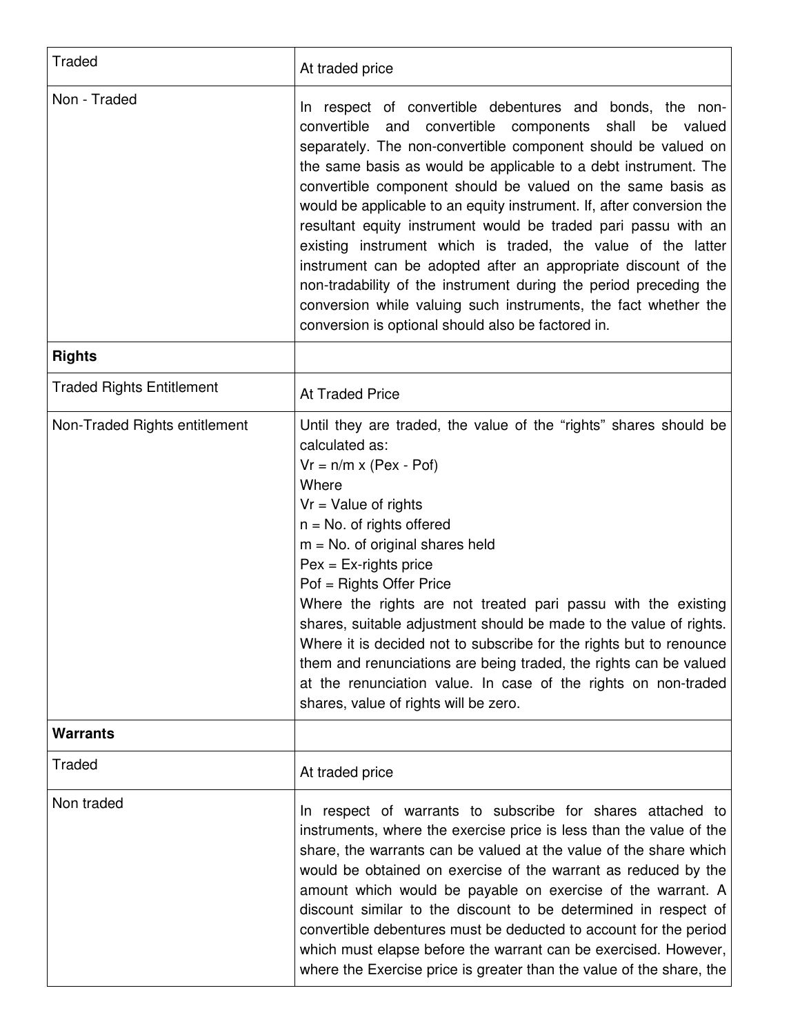| | |
|---|---|
| Traded | At traded price |
| Non - Traded | In respect of convertible debentures and bonds, the non-convertible and convertible components shall be valued separately. The non-convertible component should be valued on the same basis as would be applicable to a debt instrument. The convertible component should be valued on the same basis as would be applicable to an equity instrument. If, after conversion the resultant equity instrument would be traded pari passu with an existing instrument which is traded, the value of the latter instrument can be adopted after an appropriate discount of the non-tradability of the instrument during the period preceding the conversion while valuing such instruments, the fact whether the conversion is optional should also be factored in. |
| **Rights** | |
| Traded Rights Entitlement | At Traded Price |
| Non-Traded Rights entitlement | Until they are traded, the value of the "rights" shares should be calculated as:<br>Vr = n/m x (Pex - Pof)<br>Where<br>Vr = Value of rights<br>n = No. of rights offered<br>m = No. of original shares held<br>Pex = Ex-rights price<br>Pof = Rights Offer Price<br>Where the rights are not treated pari passu with the existing shares, suitable adjustment should be made to the value of rights. Where it is decided not to subscribe for the rights but to renounce them and renunciations are being traded, the rights can be valued at the renunciation value. In case of the rights on non-traded shares, value of rights will be zero. |
| **Warrants** | |
| Traded | At traded price |
| Non traded | In respect of warrants to subscribe for shares attached to instruments, where the exercise price is less than the value of the share, the warrants can be valued at the value of the share which would be obtained on exercise of the warrant as reduced by the amount which would be payable on exercise of the warrant. A discount similar to the discount to be determined in respect of convertible debentures must be deducted to account for the period which must elapse before the warrant can be exercised. However, where the Exercise price is greater than the value of the share, the |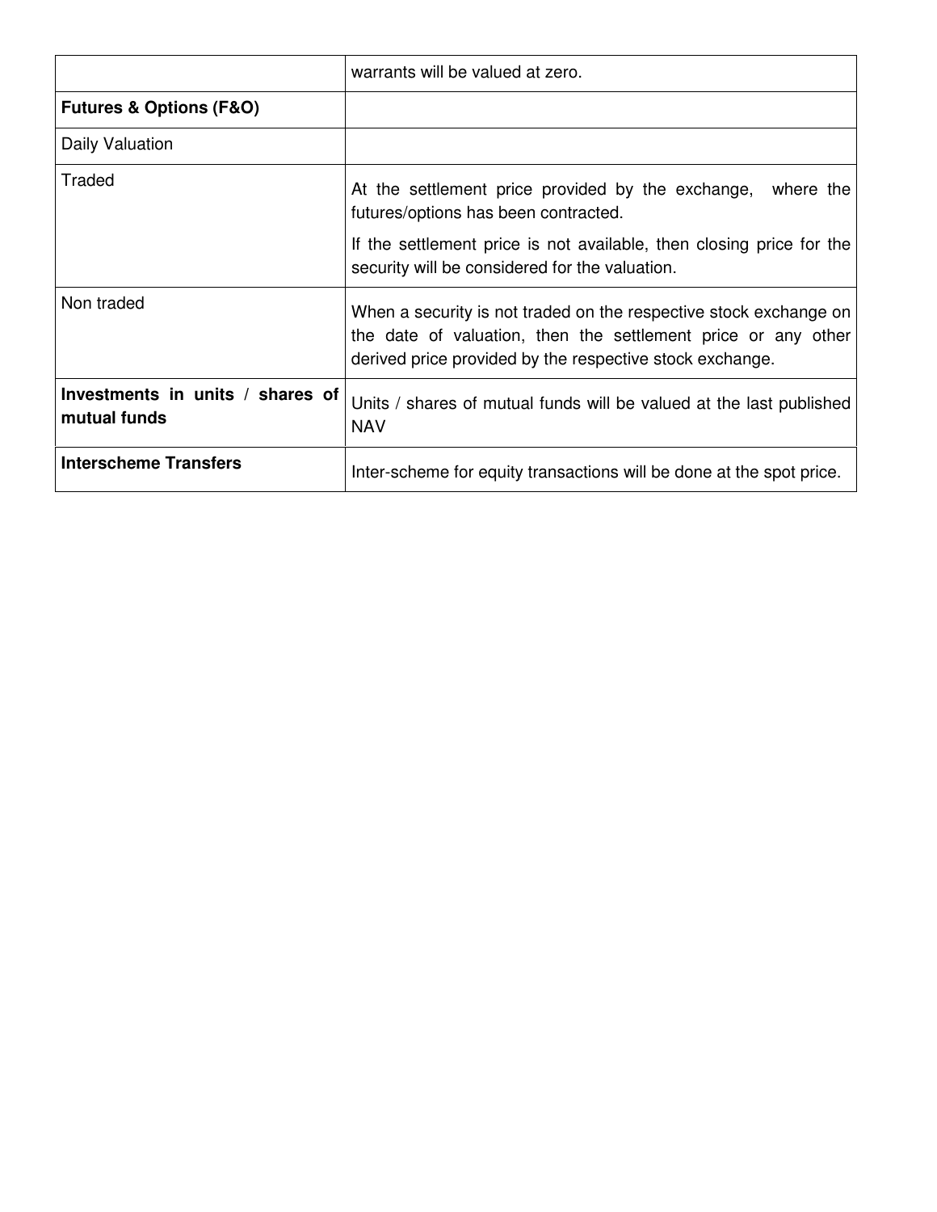| | |
|---|---|
| | warrants will be valued at zero. |
| **Futures & Options (F&O)** | |
| Daily Valuation | |
| Traded | At the settlement price provided by the exchange, where the futures/options has been contracted.<br>If the settlement price is not available, then closing price for the security will be considered for the valuation. |
| Non traded | When a security is not traded on the respective stock exchange on the date of valuation, then the settlement price or any other derived price provided by the respective stock exchange. |
| **Investments in units / shares of mutual funds** | Units / shares of mutual funds will be valued at the last published NAV |
| **Interscheme Transfers** | Inter-scheme for equity transactions will be done at the spot price. |